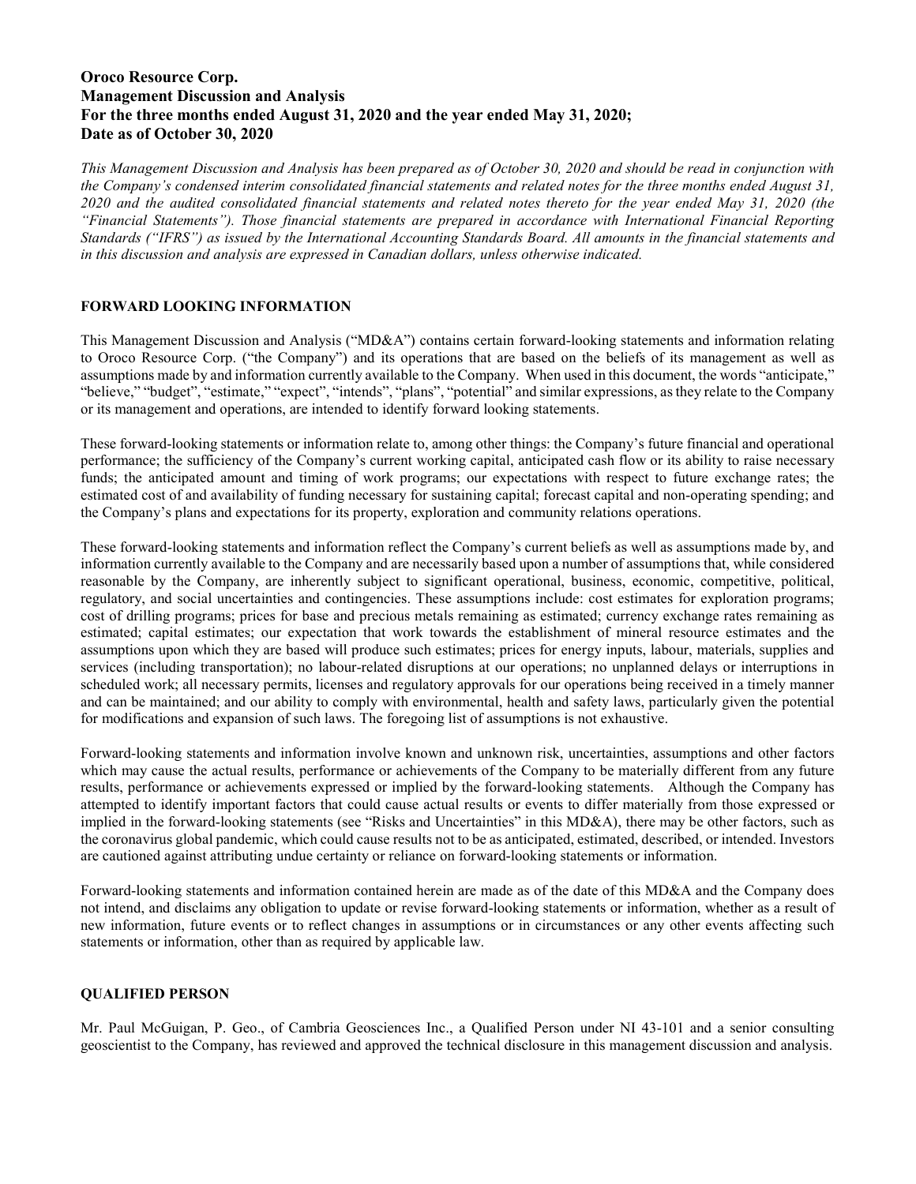**Oroco Resource Corp.**
**Management Discussion and Analysis**
**For the three months ended August 31, 2020 and the year ended May 31, 2020;**
**Date as of October 30, 2020**

*This Management Discussion and Analysis has been prepared as of October 30, 2020 and should be read in conjunction with the Company's condensed interim consolidated financial statements and related notes for the three months ended August 31, 2020 and the audited consolidated financial statements and related notes thereto for the year ended May 31, 2020 (the "Financial Statements"). Those financial statements are prepared in accordance with International Financial Reporting Standards ("IFRS") as issued by the International Accounting Standards Board. All amounts in the financial statements and in this discussion and analysis are expressed in Canadian dollars, unless otherwise indicated.*

## FORWARD LOOKING INFORMATION

This Management Discussion and Analysis ("MD&A") contains certain forward-looking statements and information relating to Oroco Resource Corp. ("the Company") and its operations that are based on the beliefs of its management as well as assumptions made by and information currently available to the Company. When used in this document, the words "anticipate," "believe," "budget", "estimate," "expect", "intends", "plans", "potential" and similar expressions, as they relate to the Company or its management and operations, are intended to identify forward looking statements.

These forward-looking statements or information relate to, among other things: the Company's future financial and operational performance; the sufficiency of the Company's current working capital, anticipated cash flow or its ability to raise necessary funds; the anticipated amount and timing of work programs; our expectations with respect to future exchange rates; the estimated cost of and availability of funding necessary for sustaining capital; forecast capital and non-operating spending; and the Company's plans and expectations for its property, exploration and community relations operations.

These forward-looking statements and information reflect the Company's current beliefs as well as assumptions made by, and information currently available to the Company and are necessarily based upon a number of assumptions that, while considered reasonable by the Company, are inherently subject to significant operational, business, economic, competitive, political, regulatory, and social uncertainties and contingencies. These assumptions include: cost estimates for exploration programs; cost of drilling programs; prices for base and precious metals remaining as estimated; currency exchange rates remaining as estimated; capital estimates; our expectation that work towards the establishment of mineral resource estimates and the assumptions upon which they are based will produce such estimates; prices for energy inputs, labour, materials, supplies and services (including transportation); no labour-related disruptions at our operations; no unplanned delays or interruptions in scheduled work; all necessary permits, licenses and regulatory approvals for our operations being received in a timely manner and can be maintained; and our ability to comply with environmental, health and safety laws, particularly given the potential for modifications and expansion of such laws. The foregoing list of assumptions is not exhaustive.

Forward-looking statements and information involve known and unknown risk, uncertainties, assumptions and other factors which may cause the actual results, performance or achievements of the Company to be materially different from any future results, performance or achievements expressed or implied by the forward-looking statements. Although the Company has attempted to identify important factors that could cause actual results or events to differ materially from those expressed or implied in the forward-looking statements (see "Risks and Uncertainties" in this MD&A), there may be other factors, such as the coronavirus global pandemic, which could cause results not to be as anticipated, estimated, described, or intended. Investors are cautioned against attributing undue certainty or reliance on forward-looking statements or information.

Forward-looking statements and information contained herein are made as of the date of this MD&A and the Company does not intend, and disclaims any obligation to update or revise forward-looking statements or information, whether as a result of new information, future events or to reflect changes in assumptions or in circumstances or any other events affecting such statements or information, other than as required by applicable law.

## QUALIFIED PERSON

Mr. Paul McGuigan, P. Geo., of Cambria Geosciences Inc., a Qualified Person under NI 43-101 and a senior consulting geoscientist to the Company, has reviewed and approved the technical disclosure in this management discussion and analysis.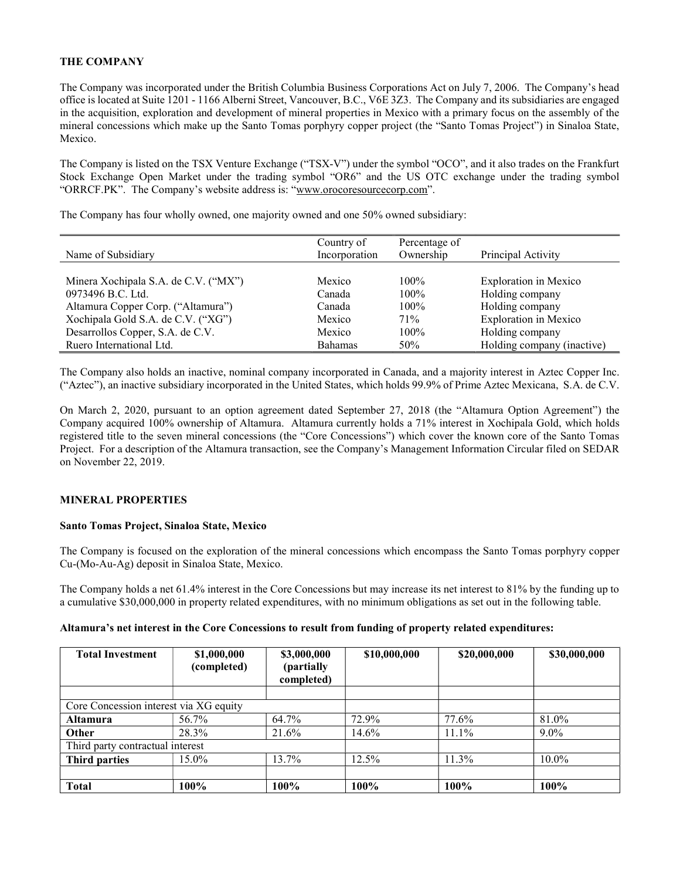## THE COMPANY

The Company was incorporated under the British Columbia Business Corporations Act on July 7, 2006. The Company's head office is located at Suite 1201 - 1166 Alberni Street, Vancouver, B.C., V6E 3Z3. The Company and its subsidiaries are engaged in the acquisition, exploration and development of mineral properties in Mexico with a primary focus on the assembly of the mineral concessions which make up the Santo Tomas porphyry copper project (the "Santo Tomas Project") in Sinaloa State, Mexico.

The Company is listed on the TSX Venture Exchange ("TSX-V") under the symbol "OCO", and it also trades on the Frankfurt Stock Exchange Open Market under the trading symbol "OR6" and the US OTC exchange under the trading symbol "ORRCF.PK". The Company's website address is: "www.orocoresourcecorp.com".

The Company has four wholly owned, one majority owned and one 50% owned subsidiary:

| Name of Subsidiary | Country of Incorporation | Percentage of Ownership | Principal Activity |
|---|---|---|---|
| Minera Xochipala S.A. de C.V. ("MX") | Mexico | 100% | Exploration in Mexico |
| 0973496 B.C. Ltd. | Canada | 100% | Holding company |
| Altamura Copper Corp. ("Altamura") | Canada | 100% | Holding company |
| Xochipala Gold S.A. de C.V. ("XG") | Mexico | 71% | Exploration in Mexico |
| Desarrollos Copper, S.A. de C.V. | Mexico | 100% | Holding company |
| Ruero International Ltd. | Bahamas | 50% | Holding company (inactive) |

The Company also holds an inactive, nominal company incorporated in Canada, and a majority interest in Aztec Copper Inc. ("Aztec"), an inactive subsidiary incorporated in the United States, which holds 99.9% of Prime Aztec Mexicana, S.A. de C.V.

On March 2, 2020, pursuant to an option agreement dated September 27, 2018 (the "Altamura Option Agreement") the Company acquired 100% ownership of Altamura. Altamura currently holds a 71% interest in Xochipala Gold, which holds registered title to the seven mineral concessions (the "Core Concessions") which cover the known core of the Santo Tomas Project. For a description of the Altamura transaction, see the Company's Management Information Circular filed on SEDAR on November 22, 2019.

## MINERAL PROPERTIES

### Santo Tomas Project, Sinaloa State, Mexico

The Company is focused on the exploration of the mineral concessions which encompass the Santo Tomas porphyry copper Cu-(Mo-Au-Ag) deposit in Sinaloa State, Mexico.

The Company holds a net 61.4% interest in the Core Concessions but may increase its net interest to 81% by the funding up to a cumulative $30,000,000 in property related expenditures, with no minimum obligations as set out in the following table.

**Altamura's net interest in the Core Concessions to result from funding of property related expenditures:**

| **Total Investment** | **$1,000,000 (completed)** | **$3,000,000 (partially completed)** | **$10,000,000** | **$20,000,000** | **$30,000,000** |
|---|---|---|---|---|---|
| | | | | | |
| Core Concession interest via XG equity | | | | | |
| **Altamura** | 56.7% | 64.7% | 72.9% | 77.6% | 81.0% |
| **Other** | 28.3% | 21.6% | 14.6% | 11.1% | 9.0% |
| Third party contractual interest | | | | | |
| **Third parties** | 15.0% | 13.7% | 12.5% | 11.3% | 10.0% |
| | | | | | |
| **Total** | **100%** | **100%** | **100%** | **100%** | **100%** |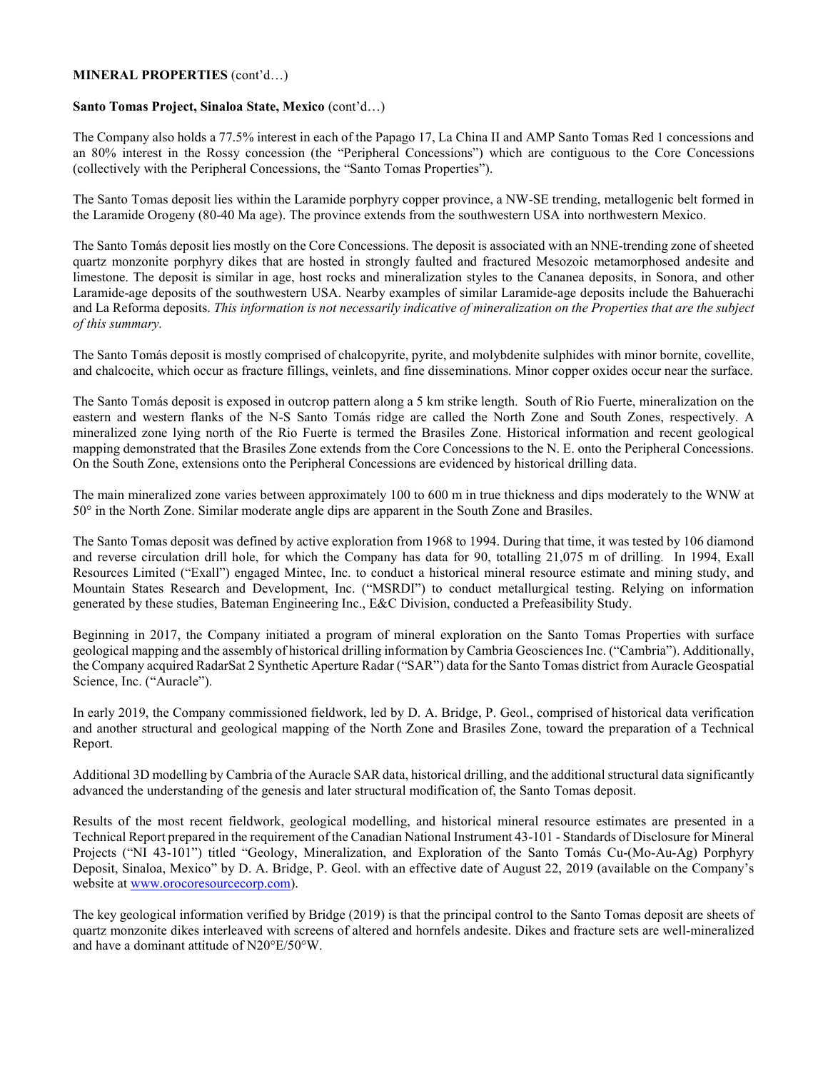**MINERAL PROPERTIES** (cont'd…)

**Santo Tomas Project, Sinaloa State, Mexico** (cont'd…)

The Company also holds a 77.5% interest in each of the Papago 17, La China II and AMP Santo Tomas Red 1 concessions and an 80% interest in the Rossy concession (the "Peripheral Concessions") which are contiguous to the Core Concessions (collectively with the Peripheral Concessions, the "Santo Tomas Properties").

The Santo Tomas deposit lies within the Laramide porphyry copper province, a NW-SE trending, metallogenic belt formed in the Laramide Orogeny (80-40 Ma age). The province extends from the southwestern USA into northwestern Mexico.

The Santo Tomás deposit lies mostly on the Core Concessions. The deposit is associated with an NNE-trending zone of sheeted quartz monzonite porphyry dikes that are hosted in strongly faulted and fractured Mesozoic metamorphosed andesite and limestone. The deposit is similar in age, host rocks and mineralization styles to the Cananea deposits, in Sonora, and other Laramide-age deposits of the southwestern USA. Nearby examples of similar Laramide-age deposits include the Bahuerachi and La Reforma deposits. *This information is not necessarily indicative of mineralization on the Properties that are the subject of this summary.*

The Santo Tomás deposit is mostly comprised of chalcopyrite, pyrite, and molybdenite sulphides with minor bornite, covellite, and chalcocite, which occur as fracture fillings, veinlets, and fine disseminations. Minor copper oxides occur near the surface.

The Santo Tomás deposit is exposed in outcrop pattern along a 5 km strike length. South of Rio Fuerte, mineralization on the eastern and western flanks of the N-S Santo Tomás ridge are called the North Zone and South Zones, respectively. A mineralized zone lying north of the Rio Fuerte is termed the Brasiles Zone. Historical information and recent geological mapping demonstrated that the Brasiles Zone extends from the Core Concessions to the N. E. onto the Peripheral Concessions. On the South Zone, extensions onto the Peripheral Concessions are evidenced by historical drilling data.

The main mineralized zone varies between approximately 100 to 600 m in true thickness and dips moderately to the WNW at 50° in the North Zone. Similar moderate angle dips are apparent in the South Zone and Brasiles.

The Santo Tomas deposit was defined by active exploration from 1968 to 1994. During that time, it was tested by 106 diamond and reverse circulation drill hole, for which the Company has data for 90, totalling 21,075 m of drilling. In 1994, Exall Resources Limited ("Exall") engaged Mintec, Inc. to conduct a historical mineral resource estimate and mining study, and Mountain States Research and Development, Inc. ("MSRDI") to conduct metallurgical testing. Relying on information generated by these studies, Bateman Engineering Inc., E&C Division, conducted a Prefeasibility Study.

Beginning in 2017, the Company initiated a program of mineral exploration on the Santo Tomas Properties with surface geological mapping and the assembly of historical drilling information by Cambria Geosciences Inc. ("Cambria"). Additionally, the Company acquired RadarSat 2 Synthetic Aperture Radar ("SAR") data for the Santo Tomas district from Auracle Geospatial Science, Inc. ("Auracle").

In early 2019, the Company commissioned fieldwork, led by D. A. Bridge, P. Geol., comprised of historical data verification and another structural and geological mapping of the North Zone and Brasiles Zone, toward the preparation of a Technical Report.

Additional 3D modelling by Cambria of the Auracle SAR data, historical drilling, and the additional structural data significantly advanced the understanding of the genesis and later structural modification of, the Santo Tomas deposit.

Results of the most recent fieldwork, geological modelling, and historical mineral resource estimates are presented in a Technical Report prepared in the requirement of the Canadian National Instrument 43-101 - Standards of Disclosure for Mineral Projects ("NI 43-101") titled "Geology, Mineralization, and Exploration of the Santo Tomás Cu-(Mo-Au-Ag) Porphyry Deposit, Sinaloa, Mexico" by D. A. Bridge, P. Geol. with an effective date of August 22, 2019 (available on the Company's website at www.orocoresourcecorp.com).

The key geological information verified by Bridge (2019) is that the principal control to the Santo Tomas deposit are sheets of quartz monzonite dikes interleaved with screens of altered and hornfels andesite. Dikes and fracture sets are well-mineralized and have a dominant attitude of N20°E/50°W.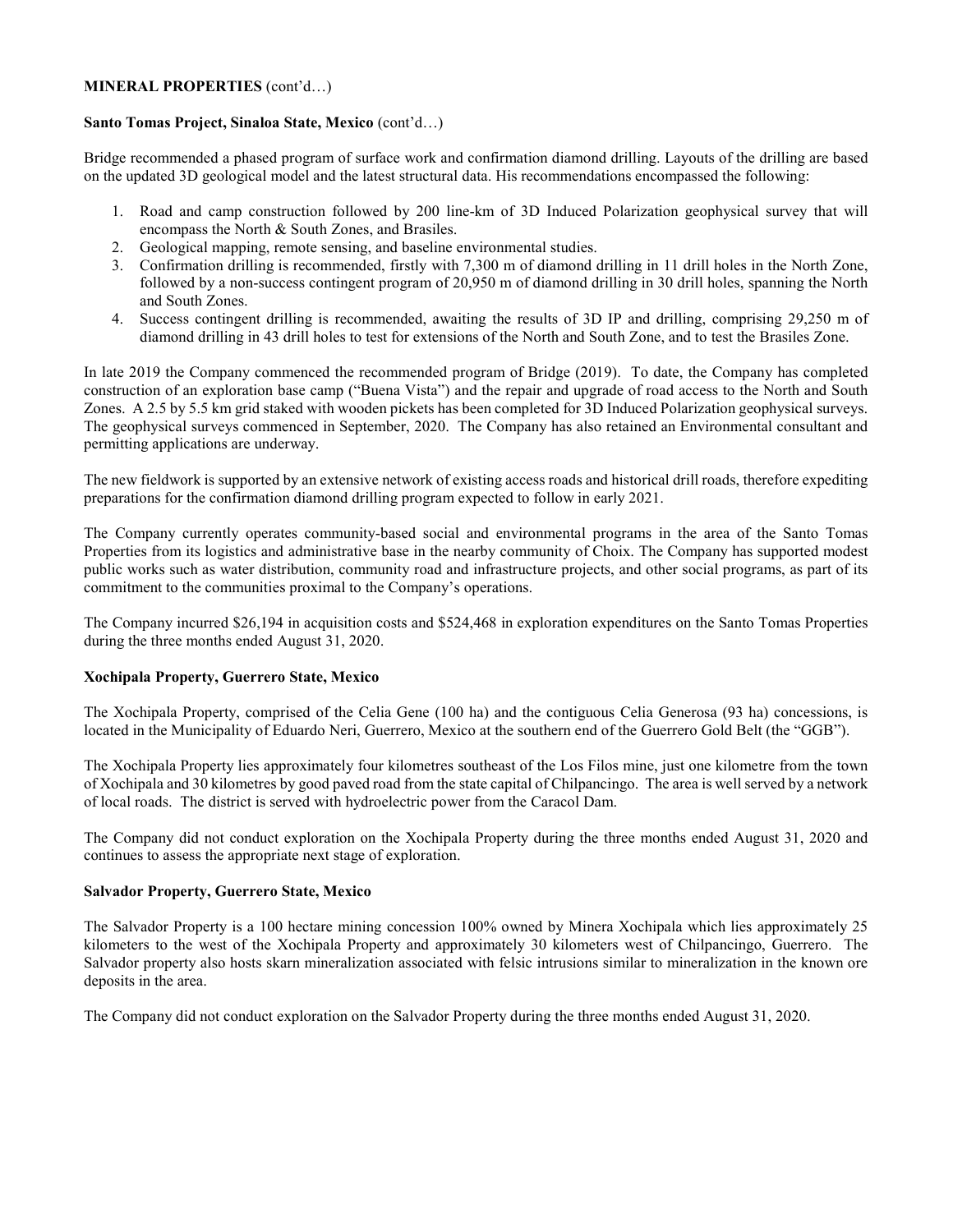**MINERAL PROPERTIES** (cont'd…)

**Santo Tomas Project, Sinaloa State, Mexico** (cont'd…)

Bridge recommended a phased program of surface work and confirmation diamond drilling. Layouts of the drilling are based on the updated 3D geological model and the latest structural data. His recommendations encompassed the following:

1. Road and camp construction followed by 200 line-km of 3D Induced Polarization geophysical survey that will encompass the North & South Zones, and Brasiles.
2. Geological mapping, remote sensing, and baseline environmental studies.
3. Confirmation drilling is recommended, firstly with 7,300 m of diamond drilling in 11 drill holes in the North Zone, followed by a non-success contingent program of 20,950 m of diamond drilling in 30 drill holes, spanning the North and South Zones.
4. Success contingent drilling is recommended, awaiting the results of 3D IP and drilling, comprising 29,250 m of diamond drilling in 43 drill holes to test for extensions of the North and South Zone, and to test the Brasiles Zone.

In late 2019 the Company commenced the recommended program of Bridge (2019). To date, the Company has completed construction of an exploration base camp ("Buena Vista") and the repair and upgrade of road access to the North and South Zones. A 2.5 by 5.5 km grid staked with wooden pickets has been completed for 3D Induced Polarization geophysical surveys. The geophysical surveys commenced in September, 2020. The Company has also retained an Environmental consultant and permitting applications are underway.

The new fieldwork is supported by an extensive network of existing access roads and historical drill roads, therefore expediting preparations for the confirmation diamond drilling program expected to follow in early 2021.

The Company currently operates community-based social and environmental programs in the area of the Santo Tomas Properties from its logistics and administrative base in the nearby community of Choix. The Company has supported modest public works such as water distribution, community road and infrastructure projects, and other social programs, as part of its commitment to the communities proximal to the Company's operations.

The Company incurred $26,194 in acquisition costs and $524,468 in exploration expenditures on the Santo Tomas Properties during the three months ended August 31, 2020.

**Xochipala Property, Guerrero State, Mexico**

The Xochipala Property, comprised of the Celia Gene (100 ha) and the contiguous Celia Generosa (93 ha) concessions, is located in the Municipality of Eduardo Neri, Guerrero, Mexico at the southern end of the Guerrero Gold Belt (the "GGB").

The Xochipala Property lies approximately four kilometres southeast of the Los Filos mine, just one kilometre from the town of Xochipala and 30 kilometres by good paved road from the state capital of Chilpancingo. The area is well served by a network of local roads. The district is served with hydroelectric power from the Caracol Dam.

The Company did not conduct exploration on the Xochipala Property during the three months ended August 31, 2020 and continues to assess the appropriate next stage of exploration.

**Salvador Property, Guerrero State, Mexico**

The Salvador Property is a 100 hectare mining concession 100% owned by Minera Xochipala which lies approximately 25 kilometers to the west of the Xochipala Property and approximately 30 kilometers west of Chilpancingo, Guerrero. The Salvador property also hosts skarn mineralization associated with felsic intrusions similar to mineralization in the known ore deposits in the area.

The Company did not conduct exploration on the Salvador Property during the three months ended August 31, 2020.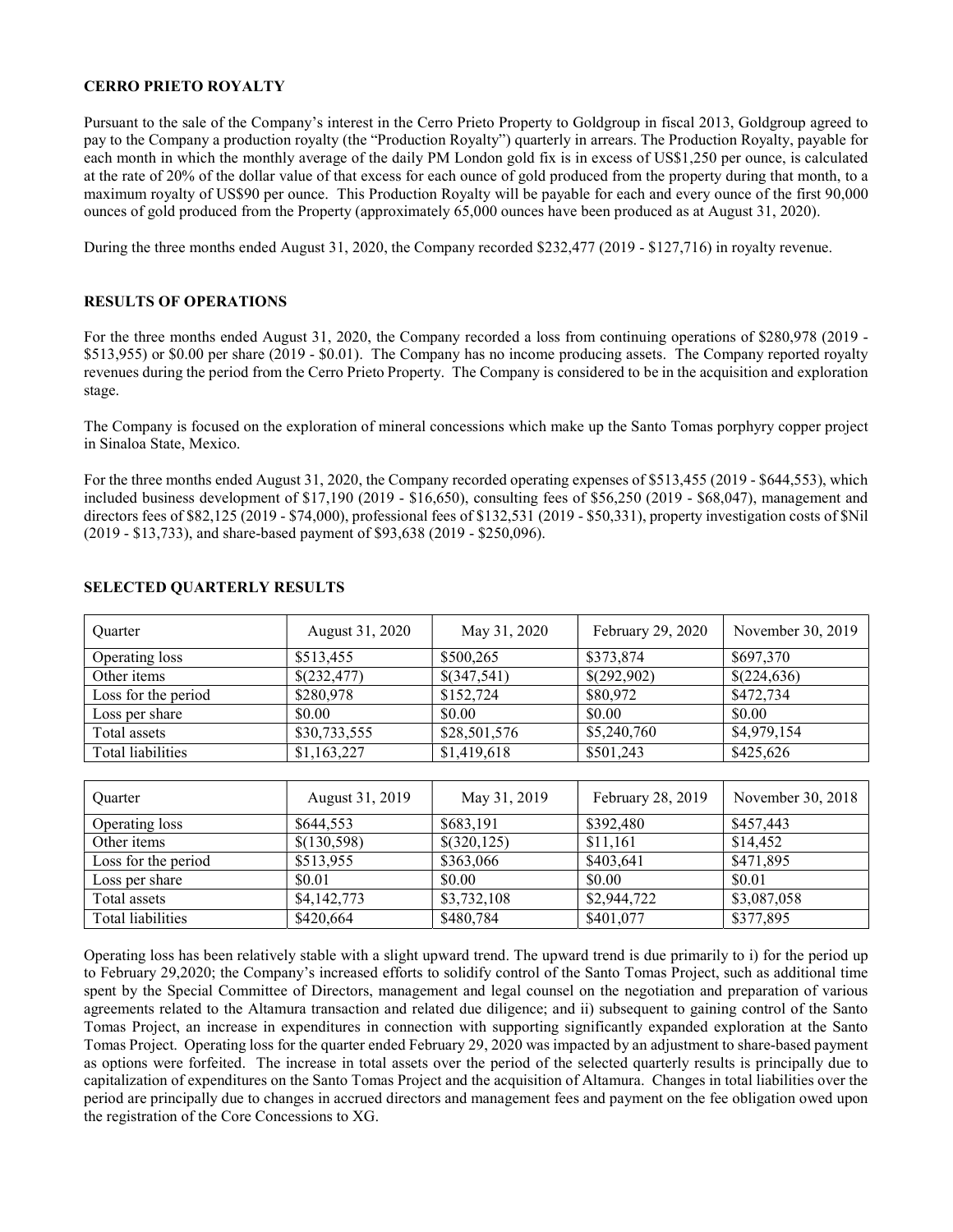## CERRO PRIETO ROYALTY

Pursuant to the sale of the Company's interest in the Cerro Prieto Property to Goldgroup in fiscal 2013, Goldgroup agreed to pay to the Company a production royalty (the "Production Royalty") quarterly in arrears. The Production Royalty, payable for each month in which the monthly average of the daily PM London gold fix is in excess of US$1,250 per ounce, is calculated at the rate of 20% of the dollar value of that excess for each ounce of gold produced from the property during that month, to a maximum royalty of US$90 per ounce. This Production Royalty will be payable for each and every ounce of the first 90,000 ounces of gold produced from the Property (approximately 65,000 ounces have been produced as at August 31, 2020).

During the three months ended August 31, 2020, the Company recorded $232,477 (2019 - $127,716) in royalty revenue.

## RESULTS OF OPERATIONS

For the three months ended August 31, 2020, the Company recorded a loss from continuing operations of $280,978 (2019 - $513,955) or $0.00 per share (2019 - $0.01). The Company has no income producing assets. The Company reported royalty revenues during the period from the Cerro Prieto Property. The Company is considered to be in the acquisition and exploration stage.

The Company is focused on the exploration of mineral concessions which make up the Santo Tomas porphyry copper project in Sinaloa State, Mexico.

For the three months ended August 31, 2020, the Company recorded operating expenses of $513,455 (2019 - $644,553), which included business development of $17,190 (2019 - $16,650), consulting fees of $56,250 (2019 - $68,047), management and directors fees of $82,125 (2019 - $74,000), professional fees of $132,531 (2019 - $50,331), property investigation costs of $Nil (2019 - $13,733), and share-based payment of $93,638 (2019 - $250,096).

## SELECTED QUARTERLY RESULTS

| Quarter | August 31, 2020 | May 31, 2020 | February 29, 2020 | November 30, 2019 |
|---|---|---|---|---|
| Operating loss | $513,455 | $500,265 | $373,874 | $697,370 |
| Other items | $(232,477) | $(347,541) | $(292,902) | $(224,636) |
| Loss for the period | $280,978 | $152,724 | $80,972 | $472,734 |
| Loss per share | $0.00 | $0.00 | $0.00 | $0.00 |
| Total assets | $30,733,555 | $28,501,576 | $5,240,760 | $4,979,154 |
| Total liabilities | $1,163,227 | $1,419,618 | $501,243 | $425,626 |

| Quarter | August 31, 2019 | May 31, 2019 | February 28, 2019 | November 30, 2018 |
|---|---|---|---|---|
| Operating loss | $644,553 | $683,191 | $392,480 | $457,443 |
| Other items | $(130,598) | $(320,125) | $11,161 | $14,452 |
| Loss for the period | $513,955 | $363,066 | $403,641 | $471,895 |
| Loss per share | $0.01 | $0.00 | $0.00 | $0.01 |
| Total assets | $4,142,773 | $3,732,108 | $2,944,722 | $3,087,058 |
| Total liabilities | $420,664 | $480,784 | $401,077 | $377,895 |

Operating loss has been relatively stable with a slight upward trend. The upward trend is due primarily to i) for the period up to February 29,2020; the Company's increased efforts to solidify control of the Santo Tomas Project, such as additional time spent by the Special Committee of Directors, management and legal counsel on the negotiation and preparation of various agreements related to the Altamura transaction and related due diligence; and ii) subsequent to gaining control of the Santo Tomas Project, an increase in expenditures in connection with supporting significantly expanded exploration at the Santo Tomas Project. Operating loss for the quarter ended February 29, 2020 was impacted by an adjustment to share-based payment as options were forfeited. The increase in total assets over the period of the selected quarterly results is principally due to capitalization of expenditures on the Santo Tomas Project and the acquisition of Altamura. Changes in total liabilities over the period are principally due to changes in accrued directors and management fees and payment on the fee obligation owed upon the registration of the Core Concessions to XG.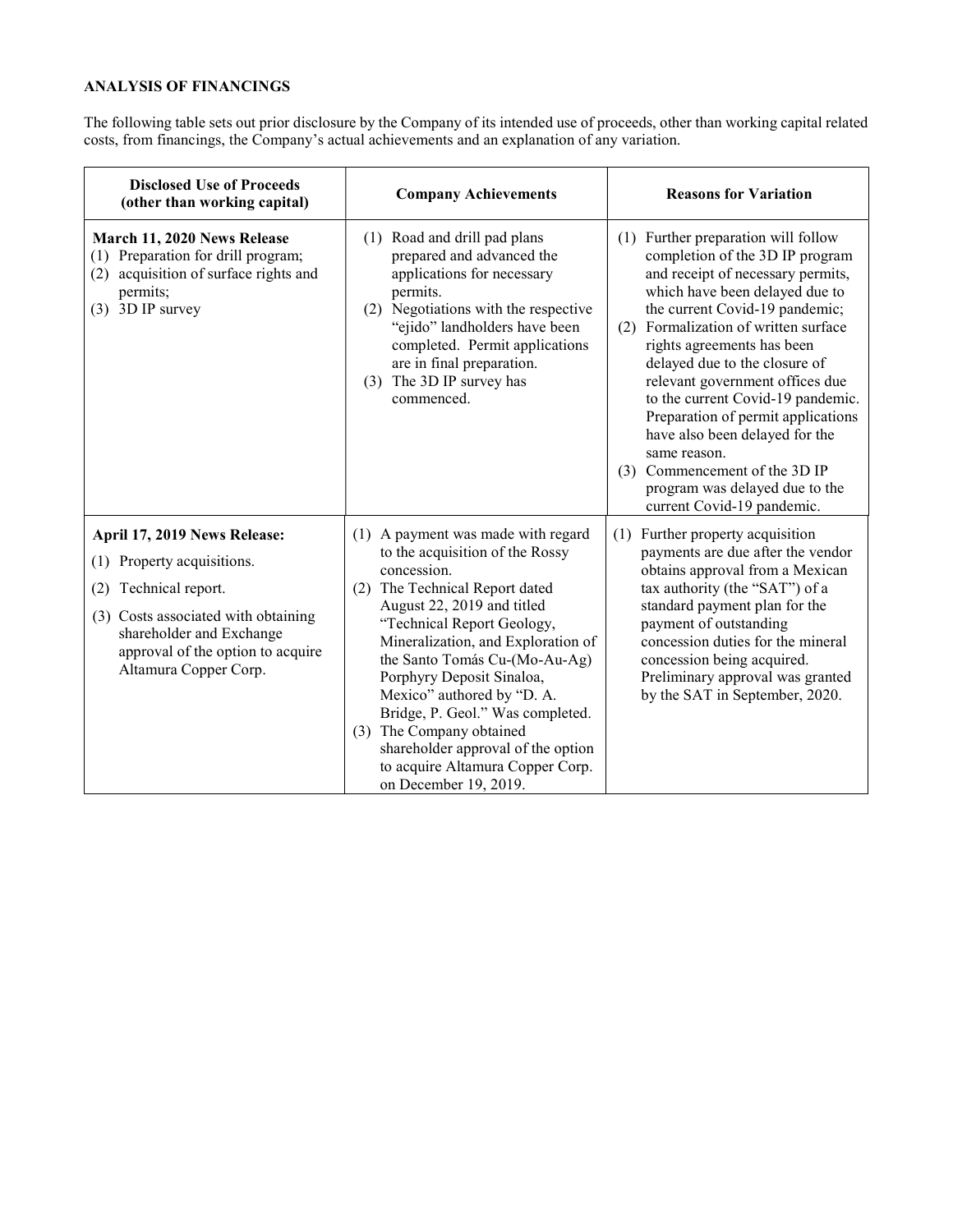**ANALYSIS OF FINANCINGS**

The following table sets out prior disclosure by the Company of its intended use of proceeds, other than working capital related costs, from financings, the Company's actual achievements and an explanation of any variation.

| Disclosed Use of Proceeds (other than working capital) | Company Achievements | Reasons for Variation |
|---|---|---|
| **March 11, 2020 News Release**<br>(1) Preparation for drill program;<br>(2) acquisition of surface rights and permits;<br>(3) 3D IP survey | (1) Road and drill pad plans prepared and advanced the applications for necessary permits.<br>(2) Negotiations with the respective "ejido" landholders have been completed. Permit applications are in final preparation.<br>(3) The 3D IP survey has commenced. | (1) Further preparation will follow completion of the 3D IP program and receipt of necessary permits, which have been delayed due to the current Covid-19 pandemic;<br>(2) Formalization of written surface rights agreements has been delayed due to the closure of relevant government offices due to the current Covid-19 pandemic. Preparation of permit applications have also been delayed for the same reason.<br>(3) Commencement of the 3D IP program was delayed due to the current Covid-19 pandemic. |
| **April 17, 2019 News Release:**<br>(1) Property acquisitions.<br>(2) Technical report.<br>(3) Costs associated with obtaining shareholder and Exchange approval of the option to acquire Altamura Copper Corp. | (1) A payment was made with regard to the acquisition of the Rossy concession.<br>(2) The Technical Report dated August 22, 2019 and titled "Technical Report Geology, Mineralization, and Exploration of the Santo Tomás Cu-(Mo-Au-Ag) Porphyry Deposit Sinaloa, Mexico" authored by "D. A. Bridge, P. Geol." Was completed.<br>(3) The Company obtained shareholder approval of the option to acquire Altamura Copper Corp. on December 19, 2019. | (1) Further property acquisition payments are due after the vendor obtains approval from a Mexican tax authority (the "SAT") of a standard payment plan for the payment of outstanding concession duties for the mineral concession being acquired. Preliminary approval was granted by the SAT in September, 2020. |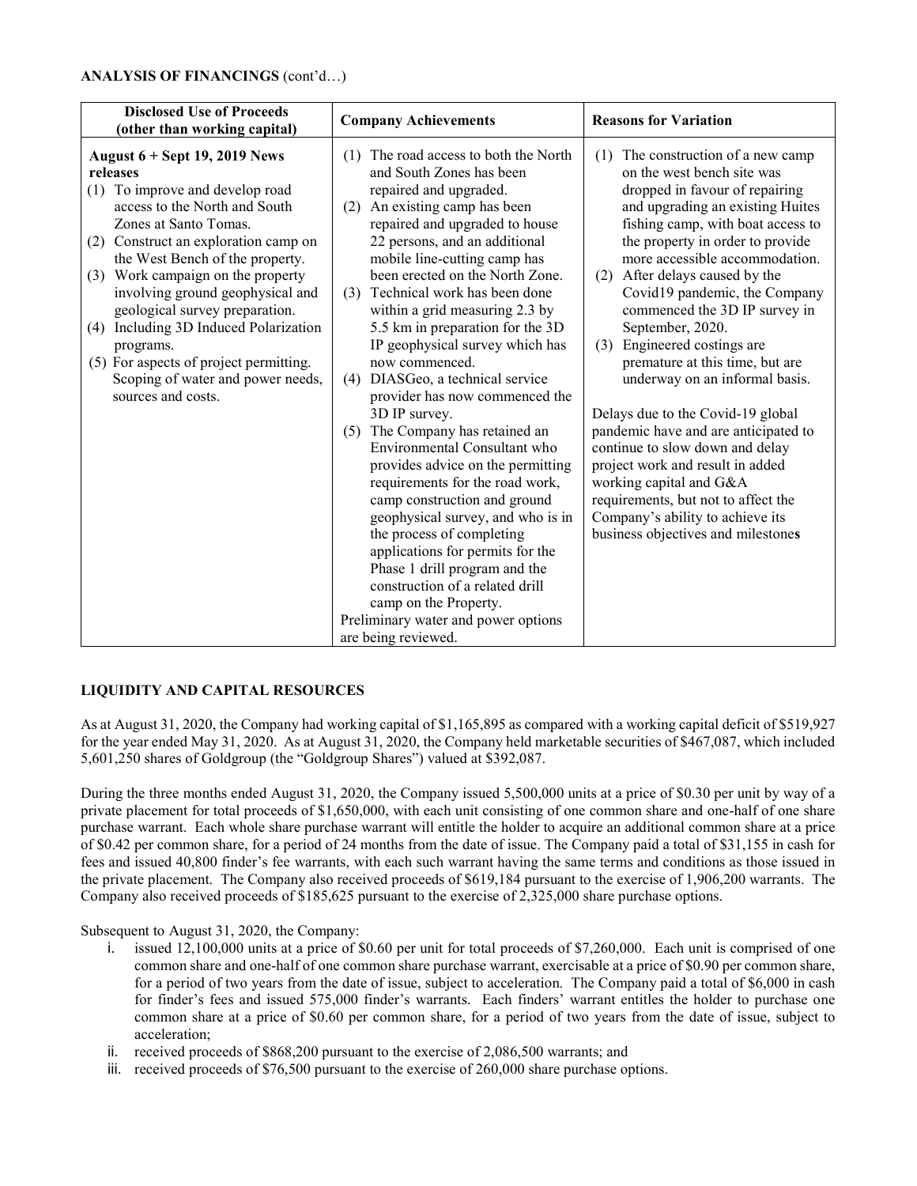**ANALYSIS OF FINANCINGS** (cont'd…)

| Disclosed Use of Proceeds (other than working capital) | Company Achievements | Reasons for Variation |
|---|---|---|
| **August 6 + Sept 19, 2019 News releases**<br>(1) To improve and develop road access to the North and South Zones at Santo Tomas.<br>(2) Construct an exploration camp on the West Bench of the property.<br>(3) Work campaign on the property involving ground geophysical and geological survey preparation.<br>(4) Including 3D Induced Polarization programs.<br>(5) For aspects of project permitting. Scoping of water and power needs, sources and costs. | (1) The road access to both the North and South Zones has been repaired and upgraded.<br>(2) An existing camp has been repaired and upgraded to house 22 persons, and an additional mobile line-cutting camp has been erected on the North Zone.<br>(3) Technical work has been done within a grid measuring 2.3 by 5.5 km in preparation for the 3D IP geophysical survey which has now commenced.<br>(4) DIASGeo, a technical service provider has now commenced the 3D IP survey.<br>(5) The Company has retained an Environmental Consultant who provides advice on the permitting requirements for the road work, camp construction and ground geophysical survey, and who is in the process of completing applications for permits for the Phase 1 drill program and the construction of a related drill camp on the Property.<br>Preliminary water and power options are being reviewed. | (1) The construction of a new camp on the west bench site was dropped in favour of repairing and upgrading an existing Huites fishing camp, with boat access to the property in order to provide more accessible accommodation.<br>(2) After delays caused by the Covid19 pandemic, the Company commenced the 3D IP survey in September, 2020.<br>(3) Engineered costings are premature at this time, but are underway on an informal basis.<br><br>Delays due to the Covid-19 global pandemic have and are anticipated to continue to slow down and delay project work and result in added working capital and G&A requirements, but not to affect the Company's ability to achieve its business objectives and milestones |

**LIQUIDITY AND CAPITAL RESOURCES**

As at August 31, 2020, the Company had working capital of $1,165,895 as compared with a working capital deficit of $519,927 for the year ended May 31, 2020. As at August 31, 2020, the Company held marketable securities of $467,087, which included 5,601,250 shares of Goldgroup (the "Goldgroup Shares") valued at $392,087.

During the three months ended August 31, 2020, the Company issued 5,500,000 units at a price of $0.30 per unit by way of a private placement for total proceeds of $1,650,000, with each unit consisting of one common share and one-half of one share purchase warrant. Each whole share purchase warrant will entitle the holder to acquire an additional common share at a price of $0.42 per common share, for a period of 24 months from the date of issue. The Company paid a total of $31,155 in cash for fees and issued 40,800 finder's fee warrants, with each such warrant having the same terms and conditions as those issued in the private placement. The Company also received proceeds of $619,184 pursuant to the exercise of 1,906,200 warrants. The Company also received proceeds of $185,625 pursuant to the exercise of 2,325,000 share purchase options.

Subsequent to August 31, 2020, the Company:

i. issued 12,100,000 units at a price of $0.60 per unit for total proceeds of $7,260,000. Each unit is comprised of one common share and one-half of one common share purchase warrant, exercisable at a price of $0.90 per common share, for a period of two years from the date of issue, subject to acceleration. The Company paid a total of $6,000 in cash for finder's fees and issued 575,000 finder's warrants. Each finders' warrant entitles the holder to purchase one common share at a price of $0.60 per common share, for a period of two years from the date of issue, subject to acceleration;
ii. received proceeds of $868,200 pursuant to the exercise of 2,086,500 warrants; and
iii. received proceeds of $76,500 pursuant to the exercise of 260,000 share purchase options.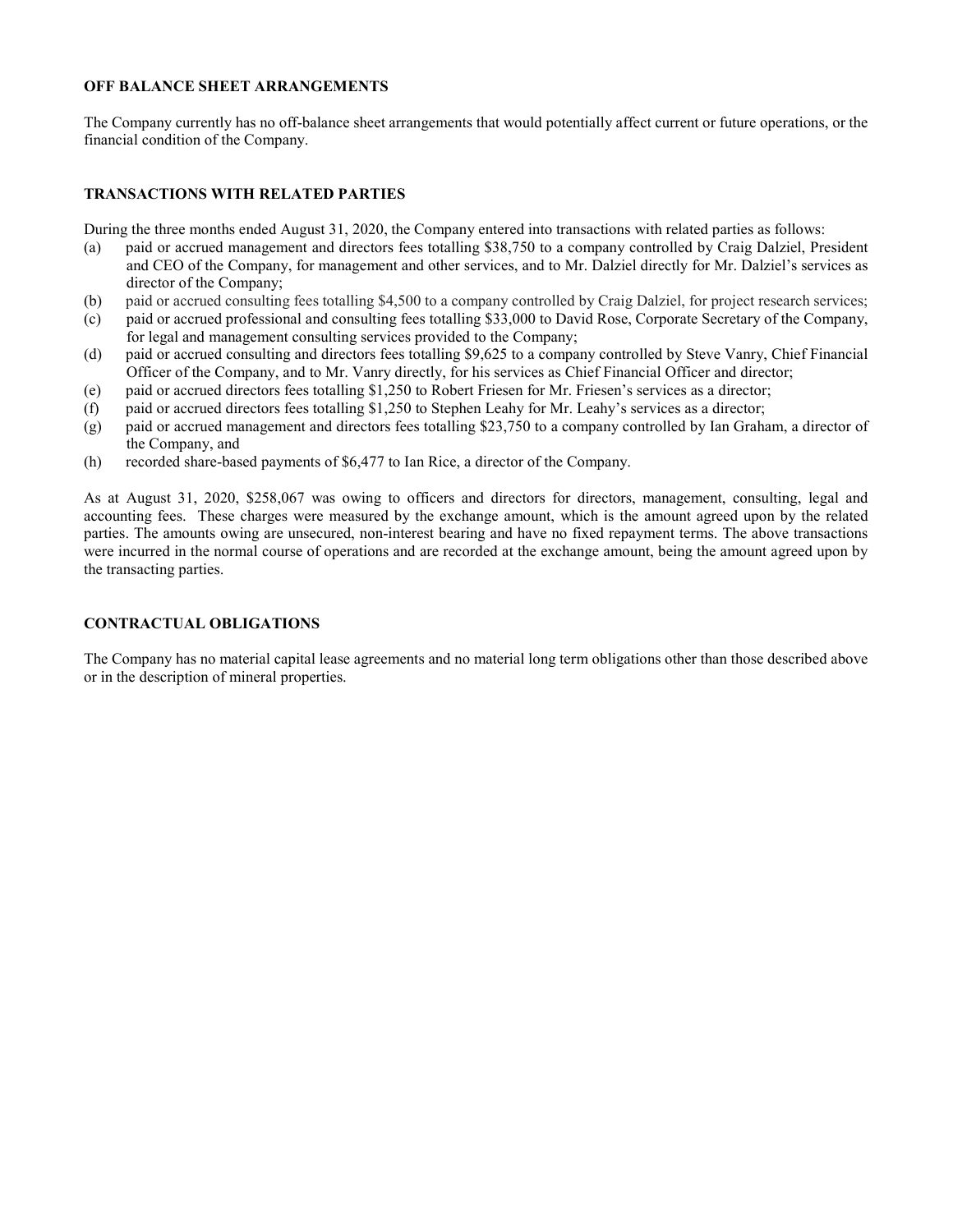## OFF BALANCE SHEET ARRANGEMENTS

The Company currently has no off-balance sheet arrangements that would potentially affect current or future operations, or the financial condition of the Company.

## TRANSACTIONS WITH RELATED PARTIES

During the three months ended August 31, 2020, the Company entered into transactions with related parties as follows:

(a) paid or accrued management and directors fees totalling $38,750 to a company controlled by Craig Dalziel, President and CEO of the Company, for management and other services, and to Mr. Dalziel directly for Mr. Dalziel's services as director of the Company;

(b) paid or accrued consulting fees totalling $4,500 to a company controlled by Craig Dalziel, for project research services;

(c) paid or accrued professional and consulting fees totalling $33,000 to David Rose, Corporate Secretary of the Company, for legal and management consulting services provided to the Company;

(d) paid or accrued consulting and directors fees totalling $9,625 to a company controlled by Steve Vanry, Chief Financial Officer of the Company, and to Mr. Vanry directly, for his services as Chief Financial Officer and director;

(e) paid or accrued directors fees totalling $1,250 to Robert Friesen for Mr. Friesen's services as a director;

(f) paid or accrued directors fees totalling $1,250 to Stephen Leahy for Mr. Leahy's services as a director;

(g) paid or accrued management and directors fees totalling $23,750 to a company controlled by Ian Graham, a director of the Company, and

(h) recorded share-based payments of $6,477 to Ian Rice, a director of the Company.

As at August 31, 2020, $258,067 was owing to officers and directors for directors, management, consulting, legal and accounting fees. These charges were measured by the exchange amount, which is the amount agreed upon by the related parties. The amounts owing are unsecured, non-interest bearing and have no fixed repayment terms. The above transactions were incurred in the normal course of operations and are recorded at the exchange amount, being the amount agreed upon by the transacting parties.

## CONTRACTUAL OBLIGATIONS

The Company has no material capital lease agreements and no material long term obligations other than those described above or in the description of mineral properties.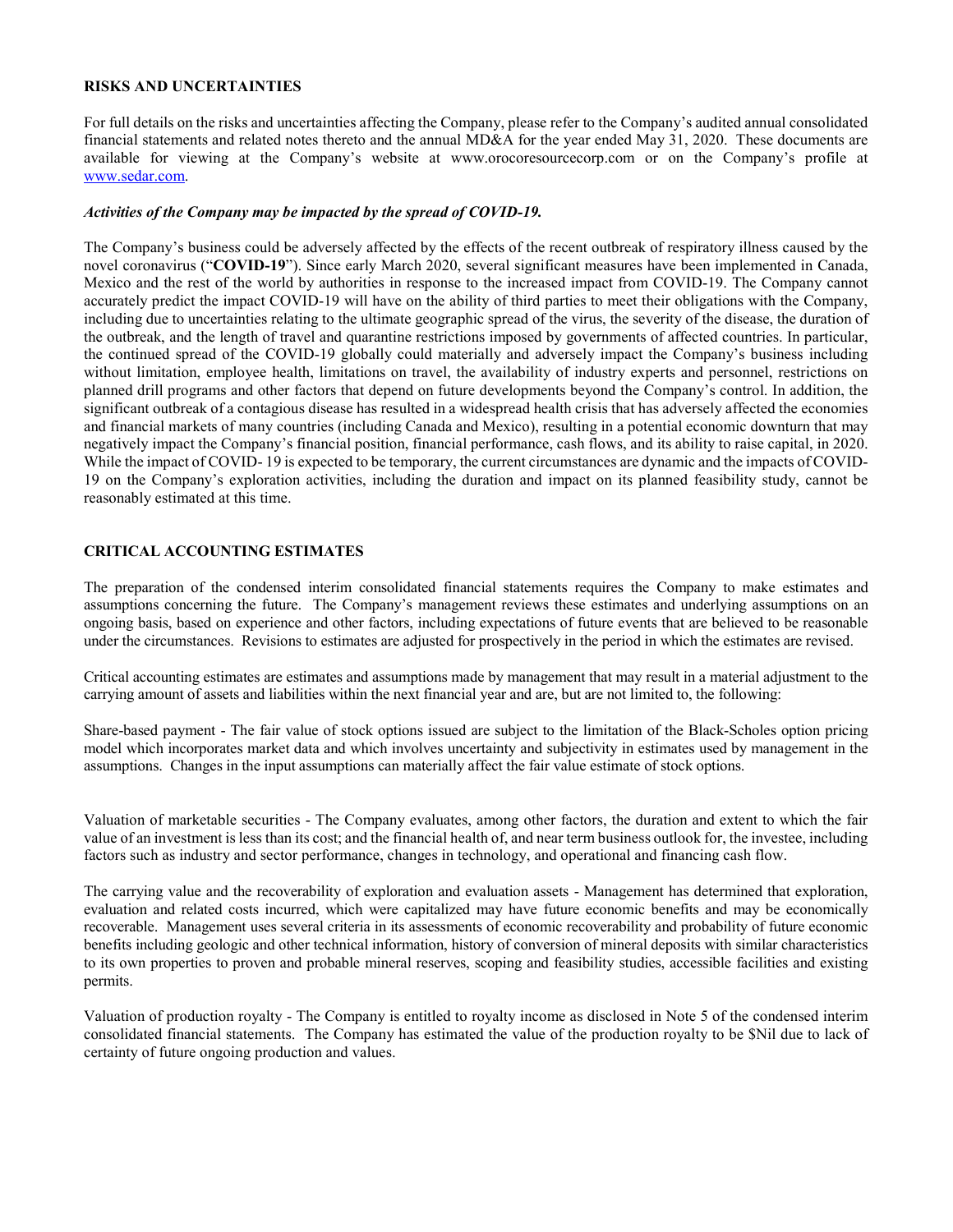## RISKS AND UNCERTAINTIES

For full details on the risks and uncertainties affecting the Company, please refer to the Company's audited annual consolidated financial statements and related notes thereto and the annual MD&A for the year ended May 31, 2020. These documents are available for viewing at the Company's website at www.orocoresourcecorp.com or on the Company's profile at www.sedar.com.

***Activities of the Company may be impacted by the spread of COVID-19.***

The Company's business could be adversely affected by the effects of the recent outbreak of respiratory illness caused by the novel coronavirus ("**COVID-19**"). Since early March 2020, several significant measures have been implemented in Canada, Mexico and the rest of the world by authorities in response to the increased impact from COVID-19. The Company cannot accurately predict the impact COVID-19 will have on the ability of third parties to meet their obligations with the Company, including due to uncertainties relating to the ultimate geographic spread of the virus, the severity of the disease, the duration of the outbreak, and the length of travel and quarantine restrictions imposed by governments of affected countries. In particular, the continued spread of the COVID-19 globally could materially and adversely impact the Company's business including without limitation, employee health, limitations on travel, the availability of industry experts and personnel, restrictions on planned drill programs and other factors that depend on future developments beyond the Company's control. In addition, the significant outbreak of a contagious disease has resulted in a widespread health crisis that has adversely affected the economies and financial markets of many countries (including Canada and Mexico), resulting in a potential economic downturn that may negatively impact the Company's financial position, financial performance, cash flows, and its ability to raise capital, in 2020. While the impact of COVID- 19 is expected to be temporary, the current circumstances are dynamic and the impacts of COVID-19 on the Company's exploration activities, including the duration and impact on its planned feasibility study, cannot be reasonably estimated at this time.

## CRITICAL ACCOUNTING ESTIMATES

The preparation of the condensed interim consolidated financial statements requires the Company to make estimates and assumptions concerning the future. The Company's management reviews these estimates and underlying assumptions on an ongoing basis, based on experience and other factors, including expectations of future events that are believed to be reasonable under the circumstances. Revisions to estimates are adjusted for prospectively in the period in which the estimates are revised.

Critical accounting estimates are estimates and assumptions made by management that may result in a material adjustment to the carrying amount of assets and liabilities within the next financial year and are, but are not limited to, the following:

Share-based payment - The fair value of stock options issued are subject to the limitation of the Black-Scholes option pricing model which incorporates market data and which involves uncertainty and subjectivity in estimates used by management in the assumptions. Changes in the input assumptions can materially affect the fair value estimate of stock options.

Valuation of marketable securities - The Company evaluates, among other factors, the duration and extent to which the fair value of an investment is less than its cost; and the financial health of, and near term business outlook for, the investee, including factors such as industry and sector performance, changes in technology, and operational and financing cash flow.

The carrying value and the recoverability of exploration and evaluation assets - Management has determined that exploration, evaluation and related costs incurred, which were capitalized may have future economic benefits and may be economically recoverable. Management uses several criteria in its assessments of economic recoverability and probability of future economic benefits including geologic and other technical information, history of conversion of mineral deposits with similar characteristics to its own properties to proven and probable mineral reserves, scoping and feasibility studies, accessible facilities and existing permits.

Valuation of production royalty - The Company is entitled to royalty income as disclosed in Note 5 of the condensed interim consolidated financial statements. The Company has estimated the value of the production royalty to be $Nil due to lack of certainty of future ongoing production and values.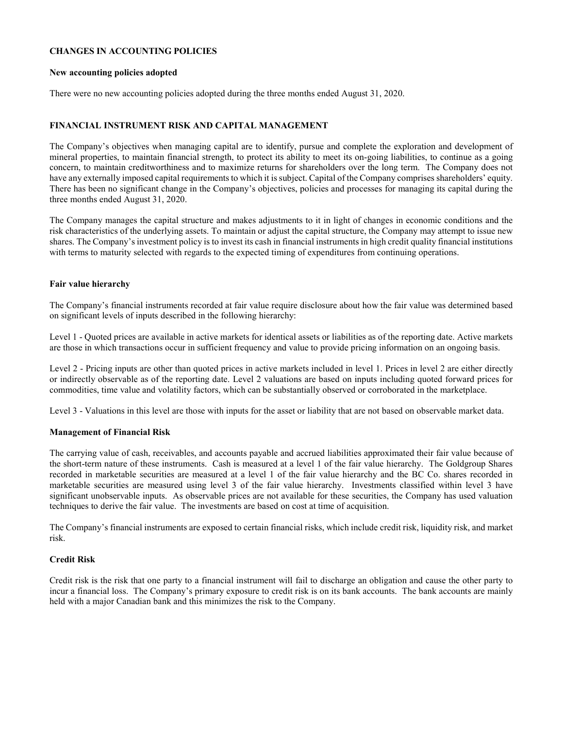## CHANGES IN ACCOUNTING POLICIES

### New accounting policies adopted

There were no new accounting policies adopted during the three months ended August 31, 2020.

## FINANCIAL INSTRUMENT RISK AND CAPITAL MANAGEMENT

The Company's objectives when managing capital are to identify, pursue and complete the exploration and development of mineral properties, to maintain financial strength, to protect its ability to meet its on-going liabilities, to continue as a going concern, to maintain creditworthiness and to maximize returns for shareholders over the long term. The Company does not have any externally imposed capital requirements to which it is subject. Capital of the Company comprises shareholders' equity. There has been no significant change in the Company's objectives, policies and processes for managing its capital during the three months ended August 31, 2020.

The Company manages the capital structure and makes adjustments to it in light of changes in economic conditions and the risk characteristics of the underlying assets. To maintain or adjust the capital structure, the Company may attempt to issue new shares. The Company's investment policy is to invest its cash in financial instruments in high credit quality financial institutions with terms to maturity selected with regards to the expected timing of expenditures from continuing operations.

### Fair value hierarchy

The Company's financial instruments recorded at fair value require disclosure about how the fair value was determined based on significant levels of inputs described in the following hierarchy:

Level 1 - Quoted prices are available in active markets for identical assets or liabilities as of the reporting date. Active markets are those in which transactions occur in sufficient frequency and value to provide pricing information on an ongoing basis.

Level 2 - Pricing inputs are other than quoted prices in active markets included in level 1. Prices in level 2 are either directly or indirectly observable as of the reporting date. Level 2 valuations are based on inputs including quoted forward prices for commodities, time value and volatility factors, which can be substantially observed or corroborated in the marketplace.

Level 3 - Valuations in this level are those with inputs for the asset or liability that are not based on observable market data.

### Management of Financial Risk

The carrying value of cash, receivables, and accounts payable and accrued liabilities approximated their fair value because of the short-term nature of these instruments. Cash is measured at a level 1 of the fair value hierarchy. The Goldgroup Shares recorded in marketable securities are measured at a level 1 of the fair value hierarchy and the BC Co. shares recorded in marketable securities are measured using level 3 of the fair value hierarchy. Investments classified within level 3 have significant unobservable inputs. As observable prices are not available for these securities, the Company has used valuation techniques to derive the fair value. The investments are based on cost at time of acquisition.

The Company's financial instruments are exposed to certain financial risks, which include credit risk, liquidity risk, and market risk.

### Credit Risk

Credit risk is the risk that one party to a financial instrument will fail to discharge an obligation and cause the other party to incur a financial loss. The Company's primary exposure to credit risk is on its bank accounts. The bank accounts are mainly held with a major Canadian bank and this minimizes the risk to the Company.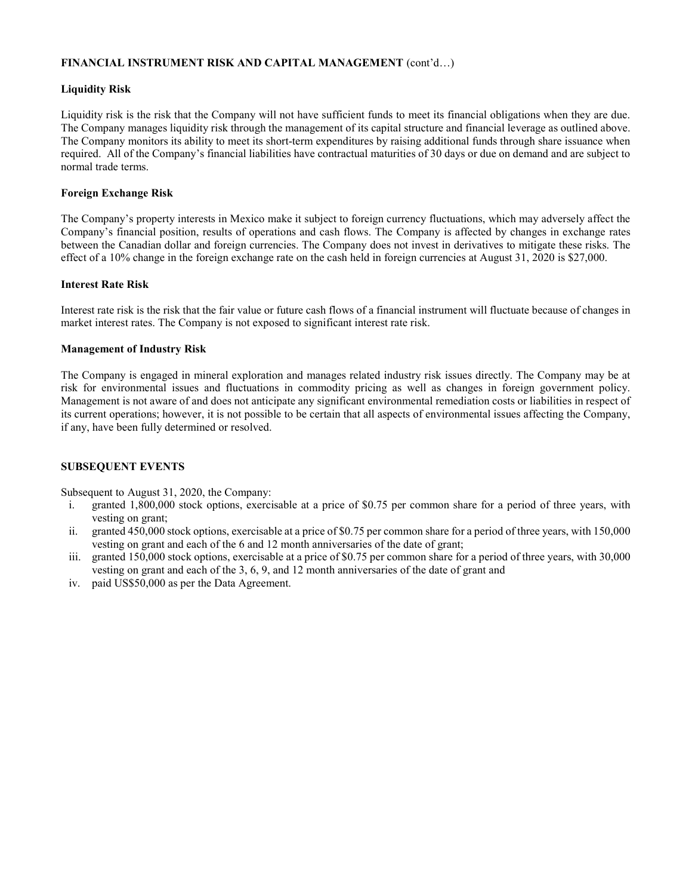**FINANCIAL INSTRUMENT RISK AND CAPITAL MANAGEMENT** (cont'd…)

**Liquidity Risk**

Liquidity risk is the risk that the Company will not have sufficient funds to meet its financial obligations when they are due. The Company manages liquidity risk through the management of its capital structure and financial leverage as outlined above. The Company monitors its ability to meet its short-term expenditures by raising additional funds through share issuance when required. All of the Company's financial liabilities have contractual maturities of 30 days or due on demand and are subject to normal trade terms.

**Foreign Exchange Risk**

The Company's property interests in Mexico make it subject to foreign currency fluctuations, which may adversely affect the Company's financial position, results of operations and cash flows. The Company is affected by changes in exchange rates between the Canadian dollar and foreign currencies. The Company does not invest in derivatives to mitigate these risks. The effect of a 10% change in the foreign exchange rate on the cash held in foreign currencies at August 31, 2020 is $27,000.

**Interest Rate Risk**

Interest rate risk is the risk that the fair value or future cash flows of a financial instrument will fluctuate because of changes in market interest rates. The Company is not exposed to significant interest rate risk.

**Management of Industry Risk**

The Company is engaged in mineral exploration and manages related industry risk issues directly. The Company may be at risk for environmental issues and fluctuations in commodity pricing as well as changes in foreign government policy. Management is not aware of and does not anticipate any significant environmental remediation costs or liabilities in respect of its current operations; however, it is not possible to be certain that all aspects of environmental issues affecting the Company, if any, have been fully determined or resolved.

**SUBSEQUENT EVENTS**

Subsequent to August 31, 2020, the Company:

i. granted 1,800,000 stock options, exercisable at a price of $0.75 per common share for a period of three years, with vesting on grant;
ii. granted 450,000 stock options, exercisable at a price of $0.75 per common share for a period of three years, with 150,000 vesting on grant and each of the 6 and 12 month anniversaries of the date of grant;
iii. granted 150,000 stock options, exercisable at a price of $0.75 per common share for a period of three years, with 30,000 vesting on grant and each of the 3, 6, 9, and 12 month anniversaries of the date of grant and
iv. paid US$50,000 as per the Data Agreement.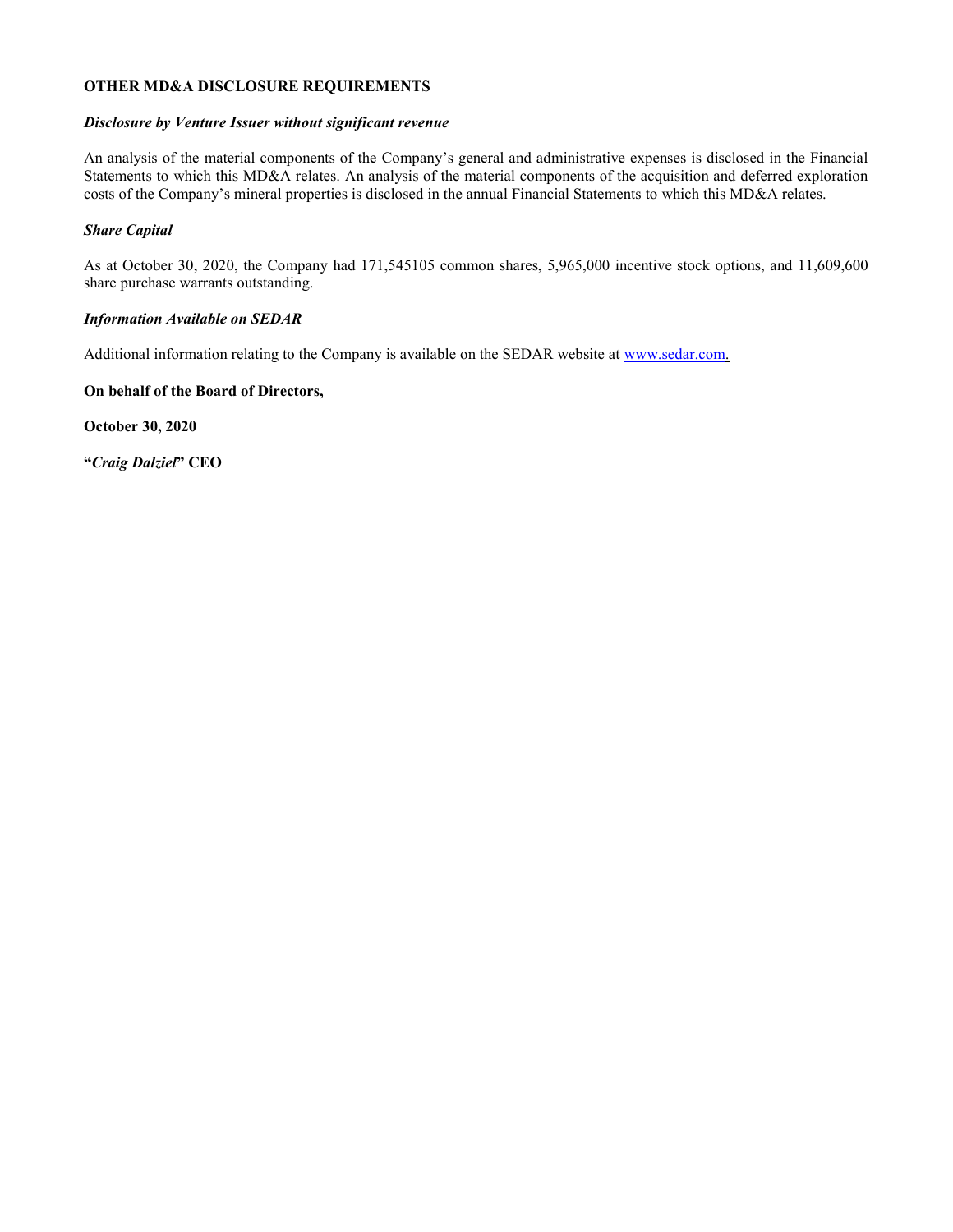## OTHER MD&A DISCLOSURE REQUIREMENTS

### *Disclosure by Venture Issuer without significant revenue*

An analysis of the material components of the Company's general and administrative expenses is disclosed in the Financial Statements to which this MD&A relates. An analysis of the material components of the acquisition and deferred exploration costs of the Company's mineral properties is disclosed in the annual Financial Statements to which this MD&A relates.

### *Share Capital*

As at October 30, 2020, the Company had 171,545105 common shares, 5,965,000 incentive stock options, and 11,609,600 share purchase warrants outstanding.

### *Information Available on SEDAR*

Additional information relating to the Company is available on the SEDAR website at www.sedar.com.

**On behalf of the Board of Directors,**

**October 30, 2020**

**"*Craig Dalziel*" CEO**